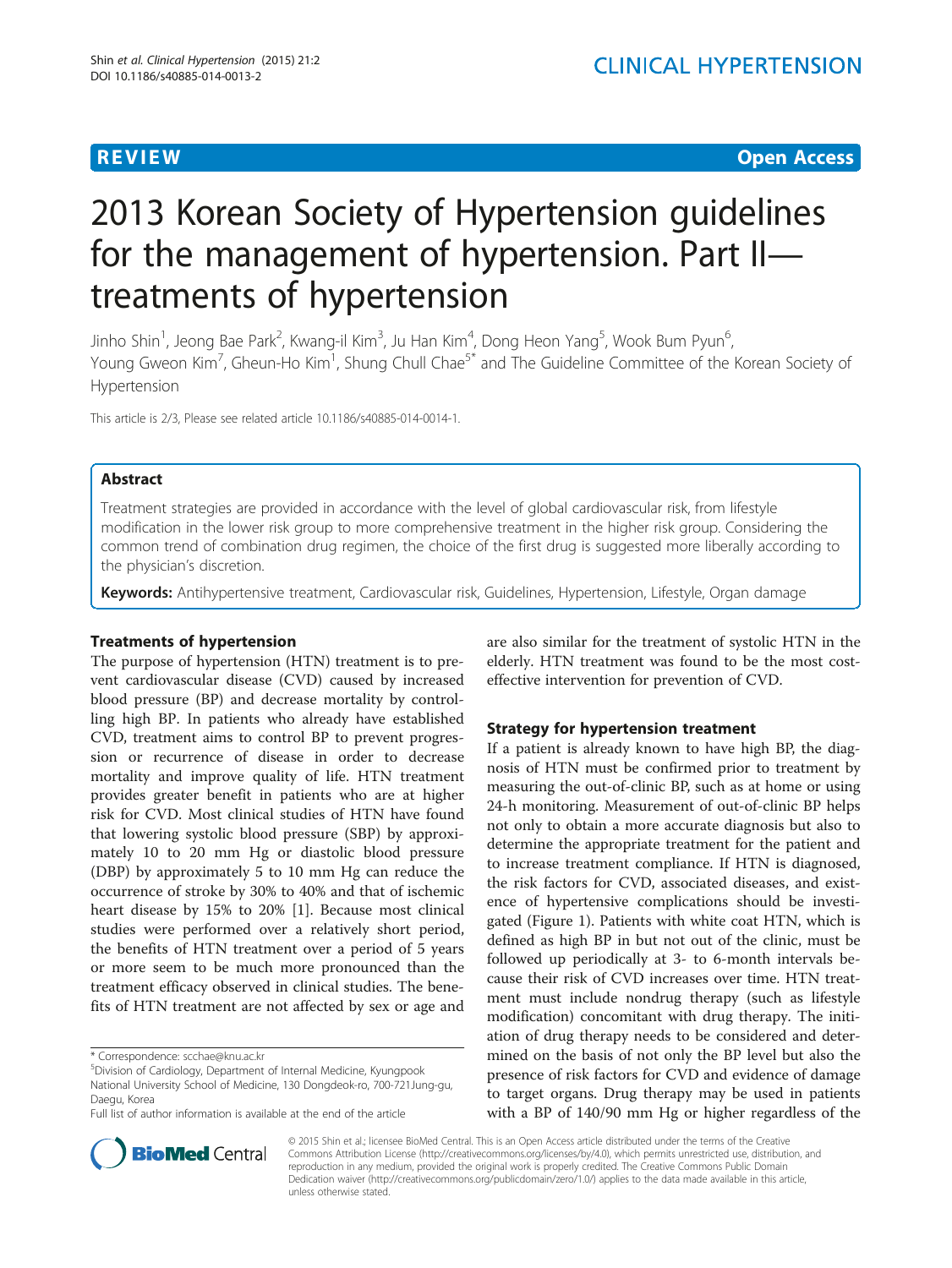**REVIEW** **Open Access**

# 2013 Korean Society of Hypertension guidelines for the management of hypertension. Part II—treatments of hypertension

Jinho Shin[1], Jeong Bae Park[2], Kwang-il Kim[3], Ju Han Kim[4], Dong Heon Yang[5], Wook Bum Pyun[6], Young Gweon Kim[7], Gheun-Ho Kim[1], Shung Chull Chae[5*] and The Guideline Committee of the Korean Society of Hypertension

This article is 2/3, Please see related article 10.1186/s40885-014-0014-1.

## Abstract

Treatment strategies are provided in accordance with the level of global cardiovascular risk, from lifestyle modification in the lower risk group to more comprehensive treatment in the higher risk group. Considering the common trend of combination drug regimen, the choice of the first drug is suggested more liberally according to the physician's discretion.

**Keywords:** Antihypertensive treatment, Cardiovascular risk, Guidelines, Hypertension, Lifestyle, Organ damage

## Treatments of hypertension

The purpose of hypertension (HTN) treatment is to prevent cardiovascular disease (CVD) caused by increased blood pressure (BP) and decrease mortality by controlling high BP. In patients who already have established CVD, treatment aims to control BP to prevent progression or recurrence of disease in order to decrease mortality and improve quality of life. HTN treatment provides greater benefit in patients who are at higher risk for CVD. Most clinical studies of HTN have found that lowering systolic blood pressure (SBP) by approximately 10 to 20 mm Hg or diastolic blood pressure (DBP) by approximately 5 to 10 mm Hg can reduce the occurrence of stroke by 30% to 40% and that of ischemic heart disease by 15% to 20% [1]. Because most clinical studies were performed over a relatively short period, the benefits of HTN treatment over a period of 5 years or more seem to be much more pronounced than the treatment efficacy observed in clinical studies. The benefits of HTN treatment are not affected by sex or age and are also similar for the treatment of systolic HTN in the elderly. HTN treatment was found to be the most cost-effective intervention for prevention of CVD.

## Strategy for hypertension treatment

If a patient is already known to have high BP, the diagnosis of HTN must be confirmed prior to treatment by measuring the out-of-clinic BP, such as at home or using 24-h monitoring. Measurement of out-of-clinic BP helps not only to obtain a more accurate diagnosis but also to determine the appropriate treatment for the patient and to increase treatment compliance. If HTN is diagnosed, the risk factors for CVD, associated diseases, and existence of hypertensive complications should be investigated (Figure 1). Patients with white coat HTN, which is defined as high BP in but not out of the clinic, must be followed up periodically at 3- to 6-month intervals because their risk of CVD increases over time. HTN treatment must include nondrug therapy (such as lifestyle modification) concomitant with drug therapy. The initiation of drug therapy needs to be considered and determined on the basis of not only the BP level but also the presence of risk factors for CVD and evidence of damage to target organs. Drug therapy may be used in patients with a BP of 140/90 mm Hg or higher regardless of the

* Correspondence: scchae@knu.ac.kr
[5]Division of Cardiology, Department of Internal Medicine, Kyungpook National University School of Medicine, 130 Dongdeok-ro, 700-721Jung-gu, Daegu, Korea
Full list of author information is available at the end of the article

© 2015 Shin et al.; licensee BioMed Central. This is an Open Access article distributed under the terms of the Creative Commons Attribution License (http://creativecommons.org/licenses/by/4.0), which permits unrestricted use, distribution, and reproduction in any medium, provided the original work is properly credited. The Creative Commons Public Domain Dedication waiver (http://creativecommons.org/publicdomain/zero/1.0/) applies to the data made available in this article, unless otherwise stated.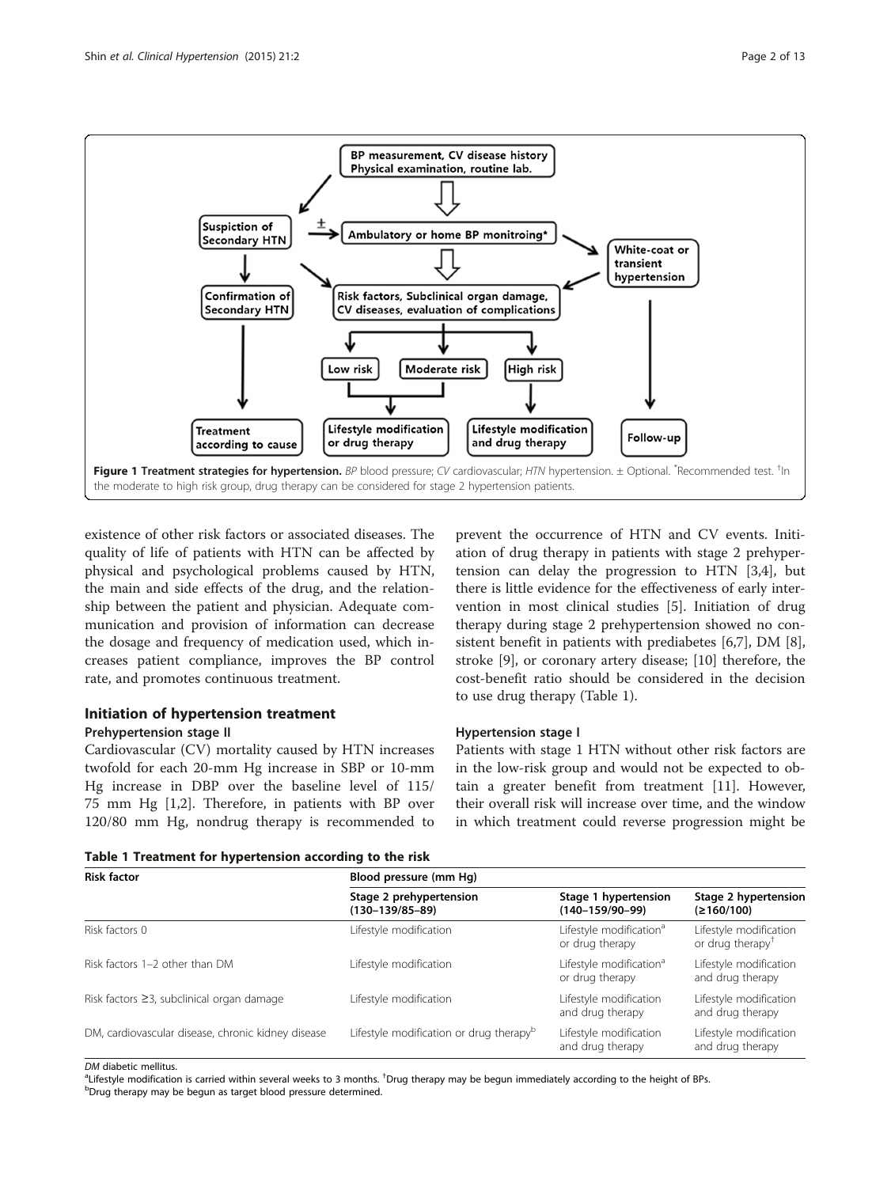**Figure 1 Treatment strategies for hypertension.** *BP* blood pressure; *CV* cardiovascular; *HTN* hypertension. ± Optional. *Recommended test. †In the moderate to high risk group, drug therapy can be considered for stage 2 hypertension patients.

existence of other risk factors or associated diseases. The quality of life of patients with HTN can be affected by physical and psychological problems caused by HTN, the main and side effects of the drug, and the relationship between the patient and physician. Adequate communication and provision of information can decrease the dosage and frequency of medication used, which increases patient compliance, improves the BP control rate, and promotes continuous treatment.

## Initiation of hypertension treatment

### Prehypertension stage II

Cardiovascular (CV) mortality caused by HTN increases twofold for each 20-mm Hg increase in SBP or 10-mm Hg increase in DBP over the baseline level of 115/75 mm Hg [1,2]. Therefore, in patients with BP over 120/80 mm Hg, nondrug therapy is recommended to prevent the occurrence of HTN and CV events. Initiation of drug therapy in patients with stage 2 prehypertension can delay the progression to HTN [3,4], but there is little evidence for the effectiveness of early intervention in most clinical studies [5]. Initiation of drug therapy during stage 2 prehypertension showed no consistent benefit in patients with prediabetes [6,7], DM [8], stroke [9], or coronary artery disease; [10] therefore, the cost-benefit ratio should be considered in the decision to use drug therapy (Table 1).

### Hypertension stage I

Patients with stage 1 HTN without other risk factors are in the low-risk group and would not be expected to obtain a greater benefit from treatment [11]. However, their overall risk will increase over time, and the window in which treatment could reverse progression might be

**Table 1 Treatment for hypertension according to the risk**

| Risk factor | Blood pressure (mm Hg) | | |
|---|---|---|---|
| | Stage 2 prehypertension (130–139/85–89) | Stage 1 hypertension (140–159/90–99) | Stage 2 hypertension (≥160/100) |
| Risk factors 0 | Lifestyle modification | Lifestyle modification[a] or drug therapy | Lifestyle modification or drug therapy† |
| Risk factors 1–2 other than DM | Lifestyle modification | Lifestyle modification[a] or drug therapy | Lifestyle modification and drug therapy |
| Risk factors ≥3, subclinical organ damage | Lifestyle modification | Lifestyle modification and drug therapy | Lifestyle modification and drug therapy |
| DM, cardiovascular disease, chronic kidney disease | Lifestyle modification or drug therapy[b] | Lifestyle modification and drug therapy | Lifestyle modification and drug therapy |

*DM* diabetic mellitus.
[a]Lifestyle modification is carried within several weeks to 3 months. †Drug therapy may be begun immediately according to the height of BPs.
[b]Drug therapy may be begun as target blood pressure determined.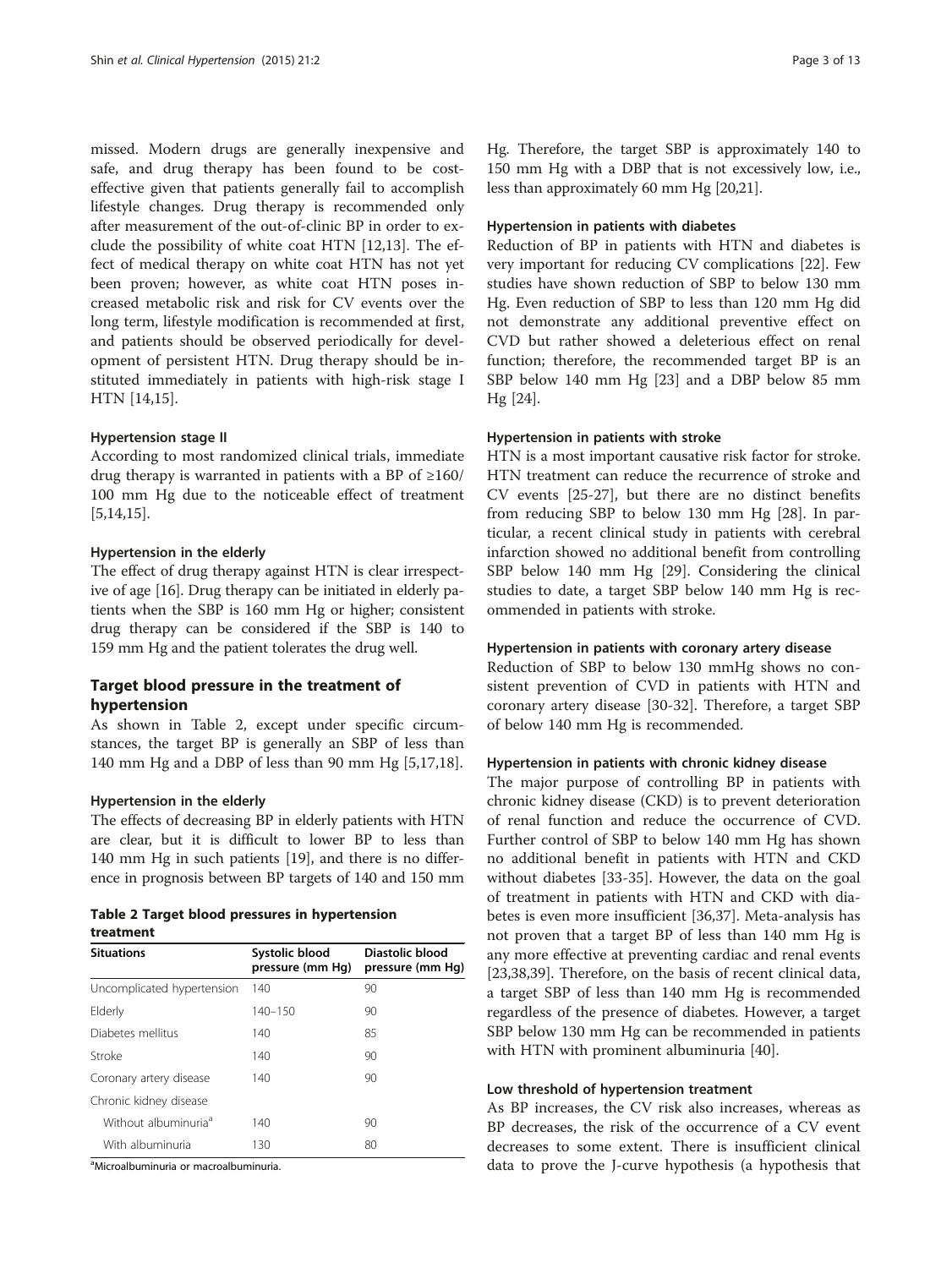missed. Modern drugs are generally inexpensive and safe, and drug therapy has been found to be cost-effective given that patients generally fail to accomplish lifestyle changes. Drug therapy is recommended only after measurement of the out-of-clinic BP in order to exclude the possibility of white coat HTN [12,13]. The effect of medical therapy on white coat HTN has not yet been proven; however, as white coat HTN poses increased metabolic risk and risk for CV events over the long term, lifestyle modification is recommended at first, and patients should be observed periodically for development of persistent HTN. Drug therapy should be instituted immediately in patients with high-risk stage I HTN [14,15].

#### Hypertension stage II

According to most randomized clinical trials, immediate drug therapy is warranted in patients with a BP of ≥160/100 mm Hg due to the noticeable effect of treatment [5,14,15].

#### Hypertension in the elderly

The effect of drug therapy against HTN is clear irrespective of age [16]. Drug therapy can be initiated in elderly patients when the SBP is 160 mm Hg or higher; consistent drug therapy can be considered if the SBP is 140 to 159 mm Hg and the patient tolerates the drug well.

## Target blood pressure in the treatment of hypertension

As shown in Table 2, except under specific circumstances, the target BP is generally an SBP of less than 140 mm Hg and a DBP of less than 90 mm Hg [5,17,18].

#### Hypertension in the elderly

The effects of decreasing BP in elderly patients with HTN are clear, but it is difficult to lower BP to less than 140 mm Hg in such patients [19], and there is no difference in prognosis between BP targets of 140 and 150 mm Hg. Therefore, the target SBP is approximately 140 to 150 mm Hg with a DBP that is not excessively low, i.e., less than approximately 60 mm Hg [20,21].

**Table 2 Target blood pressures in hypertension treatment**

| Situations | Systolic blood pressure (mm Hg) | Diastolic blood pressure (mm Hg) |
|---|---|---|
| Uncomplicated hypertension | 140 | 90 |
| Elderly | 140–150 | 90 |
| Diabetes mellitus | 140 | 85 |
| Stroke | 140 | 90 |
| Coronary artery disease | 140 | 90 |
| Chronic kidney disease | | |
| Without albuminuria[a] | 140 | 90 |
| With albuminuria | 130 | 80 |

[a]Microalbuminuria or macroalbuminuria.

#### Hypertension in patients with diabetes

Reduction of BP in patients with HTN and diabetes is very important for reducing CV complications [22]. Few studies have shown reduction of SBP to below 130 mm Hg. Even reduction of SBP to less than 120 mm Hg did not demonstrate any additional preventive effect on CVD but rather showed a deleterious effect on renal function; therefore, the recommended target BP is an SBP below 140 mm Hg [23] and a DBP below 85 mm Hg [24].

#### Hypertension in patients with stroke

HTN is a most important causative risk factor for stroke. HTN treatment can reduce the recurrence of stroke and CV events [25-27], but there are no distinct benefits from reducing SBP to below 130 mm Hg [28]. In particular, a recent clinical study in patients with cerebral infarction showed no additional benefit from controlling SBP below 140 mm Hg [29]. Considering the clinical studies to date, a target SBP below 140 mm Hg is recommended in patients with stroke.

#### Hypertension in patients with coronary artery disease

Reduction of SBP to below 130 mmHg shows no consistent prevention of CVD in patients with HTN and coronary artery disease [30-32]. Therefore, a target SBP of below 140 mm Hg is recommended.

#### Hypertension in patients with chronic kidney disease

The major purpose of controlling BP in patients with chronic kidney disease (CKD) is to prevent deterioration of renal function and reduce the occurrence of CVD. Further control of SBP to below 140 mm Hg has shown no additional benefit in patients with HTN and CKD without diabetes [33-35]. However, the data on the goal of treatment in patients with HTN and CKD with diabetes is even more insufficient [36,37]. Meta-analysis has not proven that a target BP of less than 140 mm Hg is any more effective at preventing cardiac and renal events [23,38,39]. Therefore, on the basis of recent clinical data, a target SBP of less than 140 mm Hg is recommended regardless of the presence of diabetes. However, a target SBP below 130 mm Hg can be recommended in patients with HTN with prominent albuminuria [40].

#### Low threshold of hypertension treatment

As BP increases, the CV risk also increases, whereas as BP decreases, the risk of the occurrence of a CV event decreases to some extent. There is insufficient clinical data to prove the J-curve hypothesis (a hypothesis that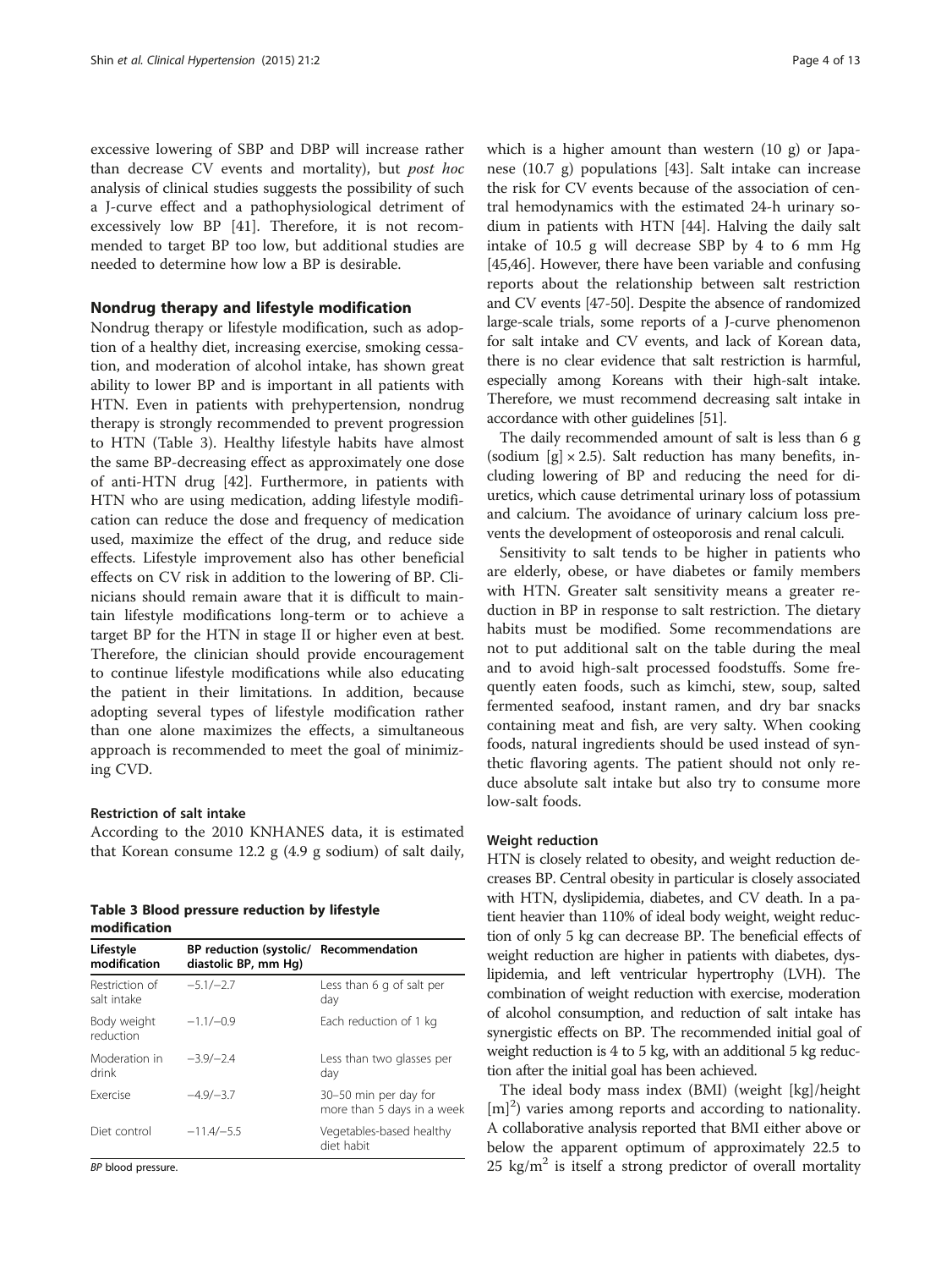excessive lowering of SBP and DBP will increase rather than decrease CV events and mortality), but *post hoc* analysis of clinical studies suggests the possibility of such a J-curve effect and a pathophysiological detriment of excessively low BP [41]. Therefore, it is not recommended to target BP too low, but additional studies are needed to determine how low a BP is desirable.

## Nondrug therapy and lifestyle modification

Nondrug therapy or lifestyle modification, such as adoption of a healthy diet, increasing exercise, smoking cessation, and moderation of alcohol intake, has shown great ability to lower BP and is important in all patients with HTN. Even in patients with prehypertension, nondrug therapy is strongly recommended to prevent progression to HTN (Table 3). Healthy lifestyle habits have almost the same BP-decreasing effect as approximately one dose of anti-HTN drug [42]. Furthermore, in patients with HTN who are using medication, adding lifestyle modification can reduce the dose and frequency of medication used, maximize the effect of the drug, and reduce side effects. Lifestyle improvement also has other beneficial effects on CV risk in addition to the lowering of BP. Clinicians should remain aware that it is difficult to maintain lifestyle modifications long-term or to achieve a target BP for the HTN in stage II or higher even at best. Therefore, the clinician should provide encouragement to continue lifestyle modifications while also educating the patient in their limitations. In addition, because adopting several types of lifestyle modification rather than one alone maximizes the effects, a simultaneous approach is recommended to meet the goal of minimizing CVD.

### Restriction of salt intake

According to the 2010 KNHANES data, it is estimated that Korean consume 12.2 g (4.9 g sodium) of salt daily, which is a higher amount than western (10 g) or Japanese (10.7 g) populations [43]. Salt intake can increase the risk for CV events because of the association of central hemodynamics with the estimated 24-h urinary sodium in patients with HTN [44]. Halving the daily salt intake of 10.5 g will decrease SBP by 4 to 6 mm Hg [45,46]. However, there have been variable and confusing reports about the relationship between salt restriction and CV events [47-50]. Despite the absence of randomized large-scale trials, some reports of a J-curve phenomenon for salt intake and CV events, and lack of Korean data, there is no clear evidence that salt restriction is harmful, especially among Koreans with their high-salt intake. Therefore, we must recommend decreasing salt intake in accordance with other guidelines [51].

**Table 3 Blood pressure reduction by lifestyle modification**

| Lifestyle modification | BP reduction (systolic/diastolic BP, mm Hg) | Recommendation |
|---|---|---|
| Restriction of salt intake | −5.1/−2.7 | Less than 6 g of salt per day |
| Body weight reduction | −1.1/−0.9 | Each reduction of 1 kg |
| Moderation in drink | −3.9/−2.4 | Less than two glasses per day |
| Exercise | −4.9/−3.7 | 30–50 min per day for more than 5 days in a week |
| Diet control | −11.4/−5.5 | Vegetables-based healthy diet habit |

*BP* blood pressure.

The daily recommended amount of salt is less than 6 g (sodium [g] × 2.5). Salt reduction has many benefits, including lowering of BP and reducing the need for diuretics, which cause detrimental urinary loss of potassium and calcium. The avoidance of urinary calcium loss prevents the development of osteoporosis and renal calculi.

Sensitivity to salt tends to be higher in patients who are elderly, obese, or have diabetes or family members with HTN. Greater salt sensitivity means a greater reduction in BP in response to salt restriction. The dietary habits must be modified. Some recommendations are not to put additional salt on the table during the meal and to avoid high-salt processed foodstuffs. Some frequently eaten foods, such as kimchi, stew, soup, salted fermented seafood, instant ramen, and dry bar snacks containing meat and fish, are very salty. When cooking foods, natural ingredients should be used instead of synthetic flavoring agents. The patient should not only reduce absolute salt intake but also try to consume more low-salt foods.

### Weight reduction

HTN is closely related to obesity, and weight reduction decreases BP. Central obesity in particular is closely associated with HTN, dyslipidemia, diabetes, and CV death. In a patient heavier than 110% of ideal body weight, weight reduction of only 5 kg can decrease BP. The beneficial effects of weight reduction are higher in patients with diabetes, dyslipidemia, and left ventricular hypertrophy (LVH). The combination of weight reduction with exercise, moderation of alcohol consumption, and reduction of salt intake has synergistic effects on BP. The recommended initial goal of weight reduction is 4 to 5 kg, with an additional 5 kg reduction after the initial goal has been achieved.

The ideal body mass index (BMI) (weight [kg]/height $[m]^2$) varies among reports and according to nationality. A collaborative analysis reported that BMI either above or below the apparent optimum of approximately 22.5 to 25 $kg/m^2$ is itself a strong predictor of overall mortality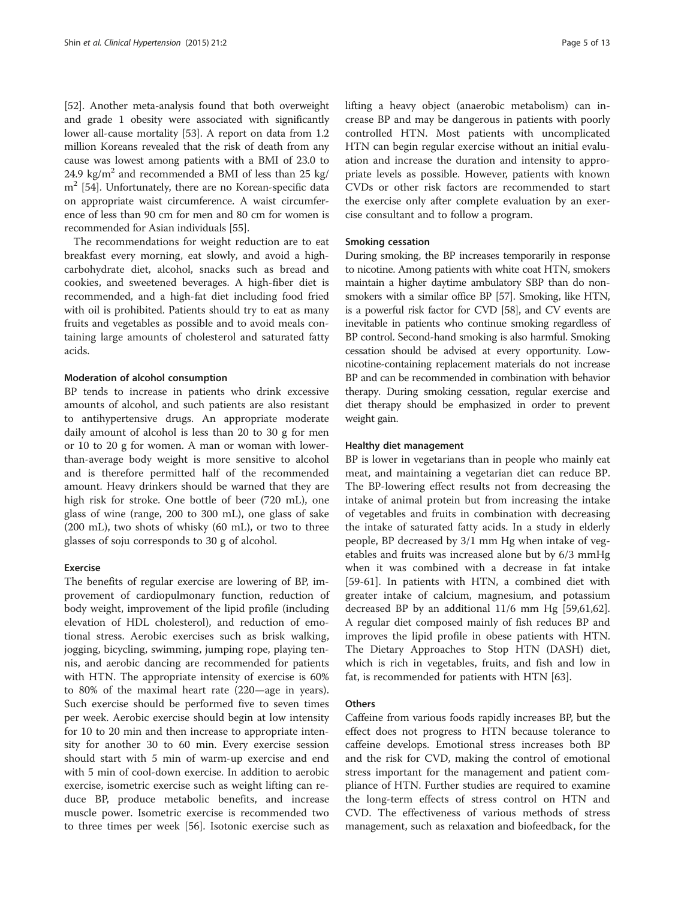[52]. Another meta-analysis found that both overweight and grade 1 obesity were associated with significantly lower all-cause mortality [53]. A report on data from 1.2 million Koreans revealed that the risk of death from any cause was lowest among patients with a BMI of 23.0 to 24.9 kg/m$^2$ and recommended a BMI of less than 25 kg/m$^2$ [54]. Unfortunately, there are no Korean-specific data on appropriate waist circumference. A waist circumference of less than 90 cm for men and 80 cm for women is recommended for Asian individuals [55].

The recommendations for weight reduction are to eat breakfast every morning, eat slowly, and avoid a high-carbohydrate diet, alcohol, snacks such as bread and cookies, and sweetened beverages. A high-fiber diet is recommended, and a high-fat diet including food fried with oil is prohibited. Patients should try to eat as many fruits and vegetables as possible and to avoid meals containing large amounts of cholesterol and saturated fatty acids.

#### Moderation of alcohol consumption

BP tends to increase in patients who drink excessive amounts of alcohol, and such patients are also resistant to antihypertensive drugs. An appropriate moderate daily amount of alcohol is less than 20 to 30 g for men or 10 to 20 g for women. A man or woman with lower-than-average body weight is more sensitive to alcohol and is therefore permitted half of the recommended amount. Heavy drinkers should be warned that they are high risk for stroke. One bottle of beer (720 mL), one glass of wine (range, 200 to 300 mL), one glass of sake (200 mL), two shots of whisky (60 mL), or two to three glasses of soju corresponds to 30 g of alcohol.

#### Exercise

The benefits of regular exercise are lowering of BP, improvement of cardiopulmonary function, reduction of body weight, improvement of the lipid profile (including elevation of HDL cholesterol), and reduction of emotional stress. Aerobic exercises such as brisk walking, jogging, bicycling, swimming, jumping rope, playing tennis, and aerobic dancing are recommended for patients with HTN. The appropriate intensity of exercise is 60% to 80% of the maximal heart rate (220—age in years). Such exercise should be performed five to seven times per week. Aerobic exercise should begin at low intensity for 10 to 20 min and then increase to appropriate intensity for another 30 to 60 min. Every exercise session should start with 5 min of warm-up exercise and end with 5 min of cool-down exercise. In addition to aerobic exercise, isometric exercise such as weight lifting can reduce BP, produce metabolic benefits, and increase muscle power. Isometric exercise is recommended two to three times per week [56]. Isotonic exercise such as lifting a heavy object (anaerobic metabolism) can increase BP and may be dangerous in patients with poorly controlled HTN. Most patients with uncomplicated HTN can begin regular exercise without an initial evaluation and increase the duration and intensity to appropriate levels as possible. However, patients with known CVDs or other risk factors are recommended to start the exercise only after complete evaluation by an exercise consultant and to follow a program.

#### Smoking cessation

During smoking, the BP increases temporarily in response to nicotine. Among patients with white coat HTN, smokers maintain a higher daytime ambulatory SBP than do nonsmokers with a similar office BP [57]. Smoking, like HTN, is a powerful risk factor for CVD [58], and CV events are inevitable in patients who continue smoking regardless of BP control. Second-hand smoking is also harmful. Smoking cessation should be advised at every opportunity. Low-nicotine-containing replacement materials do not increase BP and can be recommended in combination with behavior therapy. During smoking cessation, regular exercise and diet therapy should be emphasized in order to prevent weight gain.

#### Healthy diet management

BP is lower in vegetarians than in people who mainly eat meat, and maintaining a vegetarian diet can reduce BP. The BP-lowering effect results not from decreasing the intake of animal protein but from increasing the intake of vegetables and fruits in combination with decreasing the intake of saturated fatty acids. In a study in elderly people, BP decreased by 3/1 mm Hg when intake of vegetables and fruits was increased alone but by 6/3 mmHg when it was combined with a decrease in fat intake [59-61]. In patients with HTN, a combined diet with greater intake of calcium, magnesium, and potassium decreased BP by an additional 11/6 mm Hg [59,61,62]. A regular diet composed mainly of fish reduces BP and improves the lipid profile in obese patients with HTN. The Dietary Approaches to Stop HTN (DASH) diet, which is rich in vegetables, fruits, and fish and low in fat, is recommended for patients with HTN [63].

#### Others

Caffeine from various foods rapidly increases BP, but the effect does not progress to HTN because tolerance to caffeine develops. Emotional stress increases both BP and the risk for CVD, making the control of emotional stress important for the management and patient compliance of HTN. Further studies are required to examine the long-term effects of stress control on HTN and CVD. The effectiveness of various methods of stress management, such as relaxation and biofeedback, for the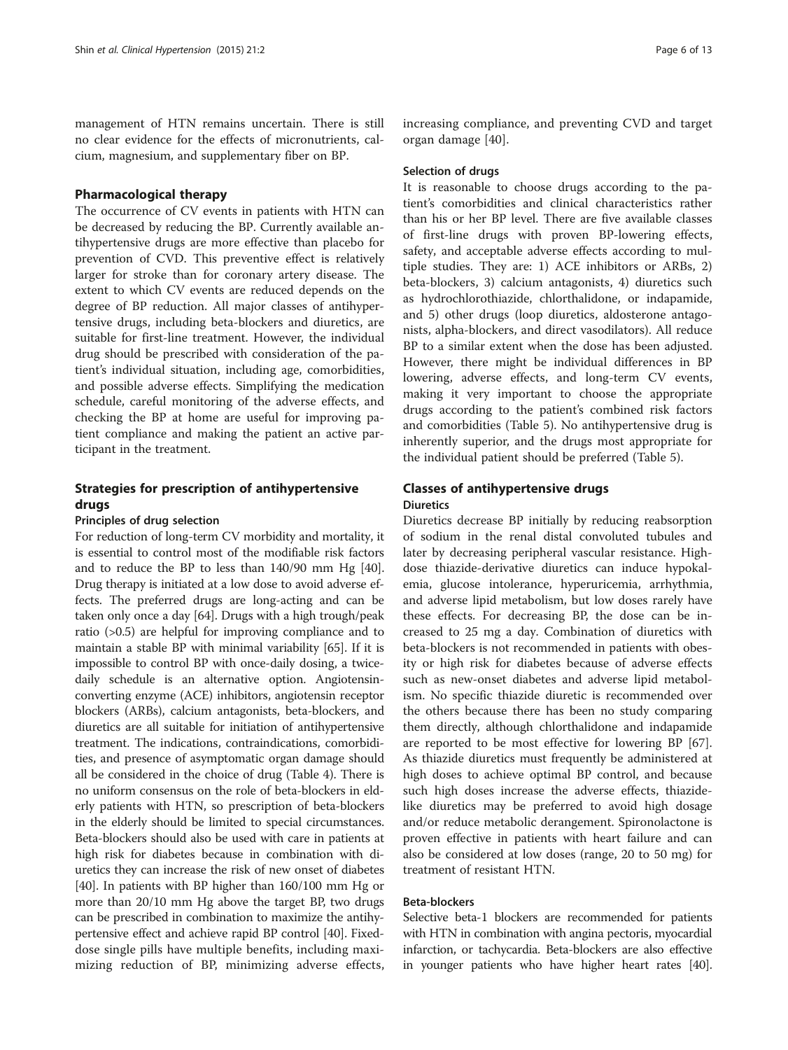management of HTN remains uncertain. There is still no clear evidence for the effects of micronutrients, calcium, magnesium, and supplementary fiber on BP.

## Pharmacological therapy

The occurrence of CV events in patients with HTN can be decreased by reducing the BP. Currently available antihypertensive drugs are more effective than placebo for prevention of CVD. This preventive effect is relatively larger for stroke than for coronary artery disease. The extent to which CV events are reduced depends on the degree of BP reduction. All major classes of antihypertensive drugs, including beta-blockers and diuretics, are suitable for first-line treatment. However, the individual drug should be prescribed with consideration of the patient's individual situation, including age, comorbidities, and possible adverse effects. Simplifying the medication schedule, careful monitoring of the adverse effects, and checking the BP at home are useful for improving patient compliance and making the patient an active participant in the treatment.

## Strategies for prescription of antihypertensive drugs

### Principles of drug selection

For reduction of long-term CV morbidity and mortality, it is essential to control most of the modifiable risk factors and to reduce the BP to less than 140/90 mm Hg [40]. Drug therapy is initiated at a low dose to avoid adverse effects. The preferred drugs are long-acting and can be taken only once a day [64]. Drugs with a high trough/peak ratio (>0.5) are helpful for improving compliance and to maintain a stable BP with minimal variability [65]. If it is impossible to control BP with once-daily dosing, a twice-daily schedule is an alternative option. Angiotensin-converting enzyme (ACE) inhibitors, angiotensin receptor blockers (ARBs), calcium antagonists, beta-blockers, and diuretics are all suitable for initiation of antihypertensive treatment. The indications, contraindications, comorbidities, and presence of asymptomatic organ damage should all be considered in the choice of drug (Table 4). There is no uniform consensus on the role of beta-blockers in elderly patients with HTN, so prescription of beta-blockers in the elderly should be limited to special circumstances. Beta-blockers should also be used with care in patients at high risk for diabetes because in combination with diuretics they can increase the risk of new onset of diabetes [40]. In patients with BP higher than 160/100 mm Hg or more than 20/10 mm Hg above the target BP, two drugs can be prescribed in combination to maximize the antihypertensive effect and achieve rapid BP control [40]. Fixed-dose single pills have multiple benefits, including maximizing reduction of BP, minimizing adverse effects, increasing compliance, and preventing CVD and target organ damage [40].

### Selection of drugs

It is reasonable to choose drugs according to the patient's comorbidities and clinical characteristics rather than his or her BP level. There are five available classes of first-line drugs with proven BP-lowering effects, safety, and acceptable adverse effects according to multiple studies. They are: 1) ACE inhibitors or ARBs, 2) beta-blockers, 3) calcium antagonists, 4) diuretics such as hydrochlorothiazide, chlorthalidone, or indapamide, and 5) other drugs (loop diuretics, aldosterone antagonists, alpha-blockers, and direct vasodilators). All reduce BP to a similar extent when the dose has been adjusted. However, there might be individual differences in BP lowering, adverse effects, and long-term CV events, making it very important to choose the appropriate drugs according to the patient's combined risk factors and comorbidities (Table 5). No antihypertensive drug is inherently superior, and the drugs most appropriate for the individual patient should be preferred (Table 5).

## Classes of antihypertensive drugs

### Diuretics

Diuretics decrease BP initially by reducing reabsorption of sodium in the renal distal convoluted tubules and later by decreasing peripheral vascular resistance. High-dose thiazide-derivative diuretics can induce hypokalemia, glucose intolerance, hyperuricemia, arrhythmia, and adverse lipid metabolism, but low doses rarely have these effects. For decreasing BP, the dose can be increased to 25 mg a day. Combination of diuretics with beta-blockers is not recommended in patients with obesity or high risk for diabetes because of adverse effects such as new-onset diabetes and adverse lipid metabolism. No specific thiazide diuretic is recommended over the others because there has been no study comparing them directly, although chlorthalidone and indapamide are reported to be most effective for lowering BP [67]. As thiazide diuretics must frequently be administered at high doses to achieve optimal BP control, and because such high doses increase the adverse effects, thiazide-like diuretics may be preferred to avoid high dosage and/or reduce metabolic derangement. Spironolactone is proven effective in patients with heart failure and can also be considered at low doses (range, 20 to 50 mg) for treatment of resistant HTN.

### Beta-blockers

Selective beta-1 blockers are recommended for patients with HTN in combination with angina pectoris, myocardial infarction, or tachycardia. Beta-blockers are also effective in younger patients who have higher heart rates [40].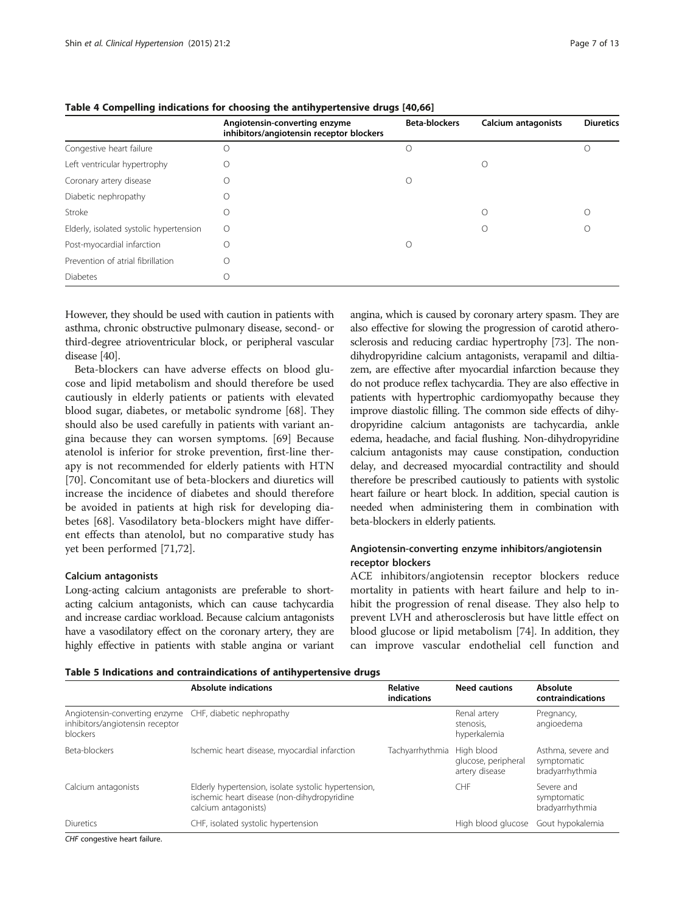**Table 4 Compelling indications for choosing the antihypertensive drugs [40,66]**

| | Angiotensin-converting enzyme inhibitors/angiotensin receptor blockers | Beta-blockers | Calcium antagonists | Diuretics |
|---|---|---|---|---|
| Congestive heart failure | O | O | | O |
| Left ventricular hypertrophy | O | | O | |
| Coronary artery disease | O | O | | |
| Diabetic nephropathy | O | | | |
| Stroke | O | | O | O |
| Elderly, isolated systolic hypertension | O | | O | O |
| Post-myocardial infarction | O | O | | |
| Prevention of atrial fibrillation | O | | | |
| Diabetes | O | | | |

However, they should be used with caution in patients with asthma, chronic obstructive pulmonary disease, second- or third-degree atrioventricular block, or peripheral vascular disease [40].

Beta-blockers can have adverse effects on blood glucose and lipid metabolism and should therefore be used cautiously in elderly patients or patients with elevated blood sugar, diabetes, or metabolic syndrome [68]. They should also be used carefully in patients with variant angina because they can worsen symptoms. [69] Because atenolol is inferior for stroke prevention, first-line therapy is not recommended for elderly patients with HTN [70]. Concomitant use of beta-blockers and diuretics will increase the incidence of diabetes and should therefore be avoided in patients at high risk for developing diabetes [68]. Vasodilatory beta-blockers might have different effects than atenolol, but no comparative study has yet been performed [71,72].

#### Calcium antagonists

Long-acting calcium antagonists are preferable to short-acting calcium antagonists, which can cause tachycardia and increase cardiac workload. Because calcium antagonists have a vasodilatory effect on the coronary artery, they are highly effective in patients with stable angina or variant angina, which is caused by coronary artery spasm. They are also effective for slowing the progression of carotid atherosclerosis and reducing cardiac hypertrophy [73]. The non-dihydropyridine calcium antagonists, verapamil and diltiazem, are effective after myocardial infarction because they do not produce reflex tachycardia. They are also effective in patients with hypertrophic cardiomyopathy because they improve diastolic filling. The common side effects of dihydropyridine calcium antagonists are tachycardia, ankle edema, headache, and facial flushing. Non-dihydropyridine calcium antagonists may cause constipation, conduction delay, and decreased myocardial contractility and should therefore be prescribed cautiously to patients with systolic heart failure or heart block. In addition, special caution is needed when administering them in combination with beta-blockers in elderly patients.

#### Angiotensin-converting enzyme inhibitors/angiotensin receptor blockers

ACE inhibitors/angiotensin receptor blockers reduce mortality in patients with heart failure and help to inhibit the progression of renal disease. They also help to prevent LVH and atherosclerosis but have little effect on blood glucose or lipid metabolism [74]. In addition, they can improve vascular endothelial cell function and

**Table 5 Indications and contraindications of antihypertensive drugs**

| | Absolute indications | Relative indications | Need cautions | Absolute contraindications |
|---|---|---|---|---|
| Angiotensin-converting enzyme inhibitors/angiotensin receptor blockers | CHF, diabetic nephropathy | | Renal artery stenosis, hyperkalemia | Pregnancy, angioedema |
| Beta-blockers | Ischemic heart disease, myocardial infarction | Tachyarrhythmia | High blood glucose, peripheral artery disease | Asthma, severe and symptomatic bradyarrhythmia |
| Calcium antagonists | Elderly hypertension, isolate systolic hypertension, ischemic heart disease (non-dihydropyridine calcium antagonists) | | CHF | Severe and symptomatic bradyarrhythmia |
| Diuretics | CHF, isolated systolic hypertension | | High blood glucose | Gout hypokalemia |

*CHF* congestive heart failure.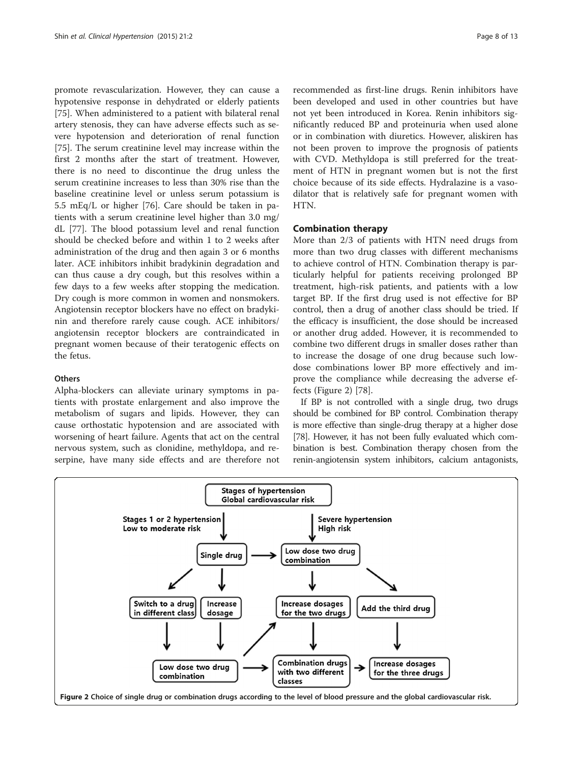promote revascularization. However, they can cause a hypotensive response in dehydrated or elderly patients [75]. When administered to a patient with bilateral renal artery stenosis, they can have adverse effects such as severe hypotension and deterioration of renal function [75]. The serum creatinine level may increase within the first 2 months after the start of treatment. However, there is no need to discontinue the drug unless the serum creatinine increases to less than 30% rise than the baseline creatinine level or unless serum potassium is 5.5 mEq/L or higher [76]. Care should be taken in patients with a serum creatinine level higher than 3.0 mg/dL [77]. The blood potassium level and renal function should be checked before and within 1 to 2 weeks after administration of the drug and then again 3 or 6 months later. ACE inhibitors inhibit bradykinin degradation and can thus cause a dry cough, but this resolves within a few days to a few weeks after stopping the medication. Dry cough is more common in women and nonsmokers. Angiotensin receptor blockers have no effect on bradykinin and therefore rarely cause cough. ACE inhibitors/angiotensin receptor blockers are contraindicated in pregnant women because of their teratogenic effects on the fetus.

#### Others

Alpha-blockers can alleviate urinary symptoms in patients with prostate enlargement and also improve the metabolism of sugars and lipids. However, they can cause orthostatic hypotension and are associated with worsening of heart failure. Agents that act on the central nervous system, such as clonidine, methyldopa, and reserpine, have many side effects and are therefore not recommended as first-line drugs. Renin inhibitors have been developed and used in other countries but have not yet been introduced in Korea. Renin inhibitors significantly reduced BP and proteinuria when used alone or in combination with diuretics. However, aliskiren has not been proven to improve the prognosis of patients with CVD. Methyldopa is still preferred for the treatment of HTN in pregnant women but is not the first choice because of its side effects. Hydralazine is a vasodilator that is relatively safe for pregnant women with HTN.

### Combination therapy

More than 2/3 of patients with HTN need drugs from more than two drug classes with different mechanisms to achieve control of HTN. Combination therapy is particularly helpful for patients receiving prolonged BP treatment, high-risk patients, and patients with a low target BP. If the first drug used is not effective for BP control, then a drug of another class should be tried. If the efficacy is insufficient, the dose should be increased or another drug added. However, it is recommended to combine two different drugs in smaller doses rather than to increase the dosage of one drug because such low-dose combinations lower BP more effectively and improve the compliance while decreasing the adverse effects (Figure 2) [78].

If BP is not controlled with a single drug, two drugs should be combined for BP control. Combination therapy is more effective than single-drug therapy at a higher dose [78]. However, it has not been fully evaluated which combination is best. Combination therapy chosen from the renin-angiotensin system inhibitors, calcium antagonists,

Figure 2 Choice of single drug or combination drugs according to the level of blood pressure and the global cardiovascular risk.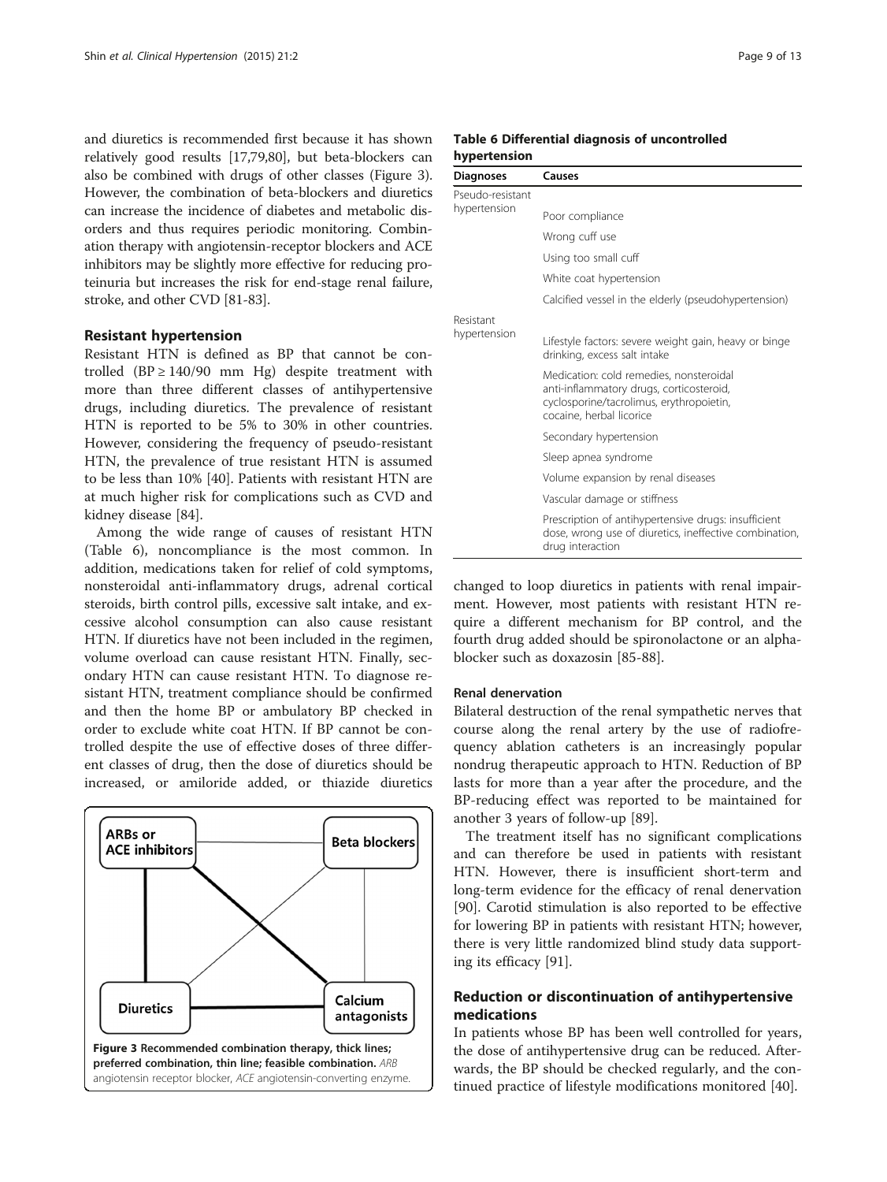and diuretics is recommended first because it has shown relatively good results [17,79,80], but beta-blockers can also be combined with drugs of other classes (Figure 3). However, the combination of beta-blockers and diuretics can increase the incidence of diabetes and metabolic disorders and thus requires periodic monitoring. Combination therapy with angiotensin-receptor blockers and ACE inhibitors may be slightly more effective for reducing proteinuria but increases the risk for end-stage renal failure, stroke, and other CVD [81-83].

## Resistant hypertension

Resistant HTN is defined as BP that cannot be controlled (BP ≥ 140/90 mm Hg) despite treatment with more than three different classes of antihypertensive drugs, including diuretics. The prevalence of resistant HTN is reported to be 5% to 30% in other countries. However, considering the frequency of pseudo-resistant HTN, the prevalence of true resistant HTN is assumed to be less than 10% [40]. Patients with resistant HTN are at much higher risk for complications such as CVD and kidney disease [84].

Among the wide range of causes of resistant HTN (Table 6), noncompliance is the most common. In addition, medications taken for relief of cold symptoms, nonsteroidal anti-inflammatory drugs, adrenal cortical steroids, birth control pills, excessive salt intake, and excessive alcohol consumption can also cause resistant HTN. If diuretics have not been included in the regimen, volume overload can cause resistant HTN. Finally, secondary HTN can cause resistant HTN. To diagnose resistant HTN, treatment compliance should be confirmed and then the home BP or ambulatory BP checked in order to exclude white coat HTN. If BP cannot be controlled despite the use of effective doses of three different classes of drug, then the dose of diuretics should be increased, or amiloride added, or thiazide diuretics changed to loop diuretics in patients with renal impairment. However, most patients with resistant HTN require a different mechanism for BP control, and the fourth drug added should be spironolactone or an alpha-blocker such as doxazosin [85-88].

**Figure 3 Recommended combination therapy, thick lines; preferred combination, thin line; feasible combination.** *ARB* angiotensin receptor blocker, *ACE* angiotensin-converting enzyme.

**Table 6 Differential diagnosis of uncontrolled hypertension**

| Diagnoses | Causes |
|---|---|
| Pseudo-resistant hypertension | |
| | Poor compliance |
| | Wrong cuff use |
| | Using too small cuff |
| | White coat hypertension |
| | Calcified vessel in the elderly (pseudohypertension) |
| Resistant hypertension | |
| | Lifestyle factors: severe weight gain, heavy or binge drinking, excess salt intake |
| | Medication: cold remedies, nonsteroidal anti-inflammatory drugs, corticosteroid, cyclosporine/tacrolimus, erythropoietin, cocaine, herbal licorice |
| | Secondary hypertension |
| | Sleep apnea syndrome |
| | Volume expansion by renal diseases |
| | Vascular damage or stiffness |
| | Prescription of antihypertensive drugs: insufficient dose, wrong use of diuretics, ineffective combination, drug interaction |

### Renal denervation

Bilateral destruction of the renal sympathetic nerves that course along the renal artery by the use of radiofrequency ablation catheters is an increasingly popular nondrug therapeutic approach to HTN. Reduction of BP lasts for more than a year after the procedure, and the BP-reducing effect was reported to be maintained for another 3 years of follow-up [89].

The treatment itself has no significant complications and can therefore be used in patients with resistant HTN. However, there is insufficient short-term and long-term evidence for the efficacy of renal denervation [90]. Carotid stimulation is also reported to be effective for lowering BP in patients with resistant HTN; however, there is very little randomized blind study data supporting its efficacy [91].

## Reduction or discontinuation of antihypertensive medications

In patients whose BP has been well controlled for years, the dose of antihypertensive drug can be reduced. Afterwards, the BP should be checked regularly, and the continued practice of lifestyle modifications monitored [40].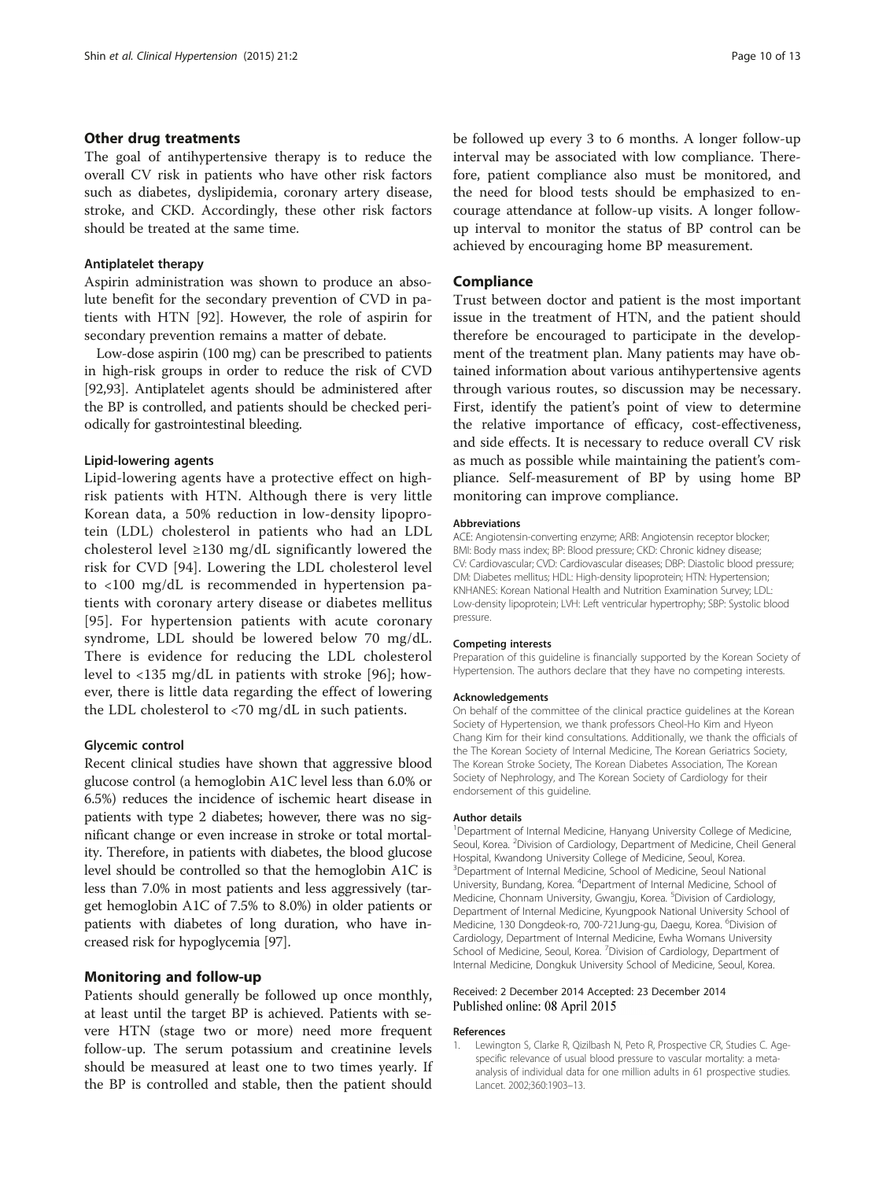## Other drug treatments

The goal of antihypertensive therapy is to reduce the overall CV risk in patients who have other risk factors such as diabetes, dyslipidemia, coronary artery disease, stroke, and CKD. Accordingly, these other risk factors should be treated at the same time.

### Antiplatelet therapy

Aspirin administration was shown to produce an absolute benefit for the secondary prevention of CVD in patients with HTN [92]. However, the role of aspirin for secondary prevention remains a matter of debate.

Low-dose aspirin (100 mg) can be prescribed to patients in high-risk groups in order to reduce the risk of CVD [92,93]. Antiplatelet agents should be administered after the BP is controlled, and patients should be checked periodically for gastrointestinal bleeding.

### Lipid-lowering agents

Lipid-lowering agents have a protective effect on high-risk patients with HTN. Although there is very little Korean data, a 50% reduction in low-density lipoprotein (LDL) cholesterol in patients who had an LDL cholesterol level ≥130 mg/dL significantly lowered the risk for CVD [94]. Lowering the LDL cholesterol level to <100 mg/dL is recommended in hypertension patients with coronary artery disease or diabetes mellitus [95]. For hypertension patients with acute coronary syndrome, LDL should be lowered below 70 mg/dL. There is evidence for reducing the LDL cholesterol level to <135 mg/dL in patients with stroke [96]; however, there is little data regarding the effect of lowering the LDL cholesterol to <70 mg/dL in such patients.

### Glycemic control

Recent clinical studies have shown that aggressive blood glucose control (a hemoglobin A1C level less than 6.0% or 6.5%) reduces the incidence of ischemic heart disease in patients with type 2 diabetes; however, there was no significant change or even increase in stroke or total mortality. Therefore, in patients with diabetes, the blood glucose level should be controlled so that the hemoglobin A1C is less than 7.0% in most patients and less aggressively (target hemoglobin A1C of 7.5% to 8.0%) in older patients or patients with diabetes of long duration, who have increased risk for hypoglycemia [97].

## Monitoring and follow-up

Patients should generally be followed up once monthly, at least until the target BP is achieved. Patients with severe HTN (stage two or more) need more frequent follow-up. The serum potassium and creatinine levels should be measured at least one to two times yearly. If the BP is controlled and stable, then the patient should be followed up every 3 to 6 months. A longer follow-up interval may be associated with low compliance. Therefore, patient compliance also must be monitored, and the need for blood tests should be emphasized to encourage attendance at follow-up visits. A longer follow-up interval to monitor the status of BP control can be achieved by encouraging home BP measurement.

## Compliance

Trust between doctor and patient is the most important issue in the treatment of HTN, and the patient should therefore be encouraged to participate in the development of the treatment plan. Many patients may have obtained information about various antihypertensive agents through various routes, so discussion may be necessary. First, identify the patient's point of view to determine the relative importance of efficacy, cost-effectiveness, and side effects. It is necessary to reduce overall CV risk as much as possible while maintaining the patient's compliance. Self-measurement of BP by using home BP monitoring can improve compliance.

#### Abbreviations

ACE: Angiotensin-converting enzyme; ARB: Angiotensin receptor blocker; BMI: Body mass index; BP: Blood pressure; CKD: Chronic kidney disease; CV: Cardiovascular; CVD: Cardiovascular diseases; DBP: Diastolic blood pressure; DM: Diabetes mellitus; HDL: High-density lipoprotein; HTN: Hypertension; KNHANES: Korean National Health and Nutrition Examination Survey; LDL: Low-density lipoprotein; LVH: Left ventricular hypertrophy; SBP: Systolic blood pressure.

#### Competing interests

Preparation of this guideline is financially supported by the Korean Society of Hypertension. The authors declare that they have no competing interests.

#### Acknowledgements

On behalf of the committee of the clinical practice guidelines at the Korean Society of Hypertension, we thank professors Cheol-Ho Kim and Hyeon Chang Kim for their kind consultations. Additionally, we thank the officials of the The Korean Society of Internal Medicine, The Korean Geriatrics Society, The Korean Stroke Society, The Korean Diabetes Association, The Korean Society of Nephrology, and The Korean Society of Cardiology for their endorsement of this guideline.

#### Author details

[1]Department of Internal Medicine, Hanyang University College of Medicine, Seoul, Korea. [2]Division of Cardiology, Department of Medicine, Cheil General Hospital, Kwandong University College of Medicine, Seoul, Korea. [3]Department of Internal Medicine, School of Medicine, Seoul National University, Bundang, Korea. [4]Department of Internal Medicine, School of Medicine, Chonnam University, Gwangju, Korea. [5]Division of Cardiology, Department of Internal Medicine, Kyungpook National University School of Medicine, 130 Dongdeok-ro, 700-721Jung-gu, Daegu, Korea. [6]Division of Cardiology, Department of Internal Medicine, Ewha Womans University School of Medicine, Seoul, Korea. [7]Division of Cardiology, Department of Internal Medicine, Dongkuk University School of Medicine, Seoul, Korea.

Received: 2 December 2014 Accepted: 23 December 2014
Published online: 08 April 2015

#### References

1. Lewington S, Clarke R, Qizilbash N, Peto R, Prospective CR, Studies C. Age-specific relevance of usual blood pressure to vascular mortality: a meta-analysis of individual data for one million adults in 61 prospective studies. Lancet. 2002;360:1903–13.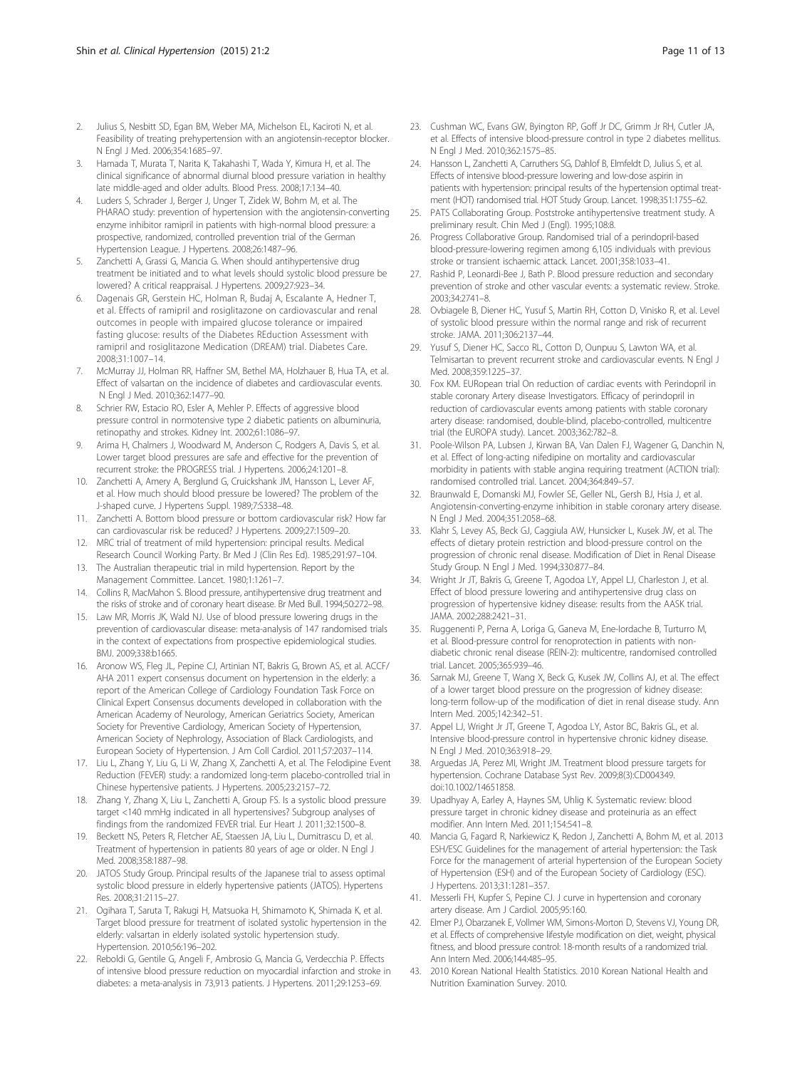2. Julius S, Nesbitt SD, Egan BM, Weber MA, Michelson EL, Kaciroti N, et al. Feasibility of treating prehypertension with an angiotensin-receptor blocker. N Engl J Med. 2006;354:1685–97.
3. Hamada T, Murata T, Narita K, Takahashi T, Wada Y, Kimura H, et al. The clinical significance of abnormal diurnal blood pressure variation in healthy late middle-aged and older adults. Blood Press. 2008;17:134–40.
4. Luders S, Schrader J, Berger J, Unger T, Zidek W, Bohm M, et al. The PHARAO study: prevention of hypertension with the angiotensin-converting enzyme inhibitor ramipril in patients with high-normal blood pressure: a prospective, randomized, controlled prevention trial of the German Hypertension League. J Hypertens. 2008;26:1487–96.
5. Zanchetti A, Grassi G, Mancia G. When should antihypertensive drug treatment be initiated and to what levels should systolic blood pressure be lowered? A critical reappraisal. J Hypertens. 2009;27:923–34.
6. Dagenais GR, Gerstein HC, Holman R, Budaj A, Escalante A, Hedner T, et al. Effects of ramipril and rosiglitazone on cardiovascular and renal outcomes in people with impaired glucose tolerance or impaired fasting glucose: results of the Diabetes REduction Assessment with ramipril and rosiglitazone Medication (DREAM) trial. Diabetes Care. 2008;31:1007–14.
7. McMurray JJ, Holman RR, Haffner SM, Bethel MA, Holzhauer B, Hua TA, et al. Effect of valsartan on the incidence of diabetes and cardiovascular events. N Engl J Med. 2010;362:1477–90.
8. Schrier RW, Estacio RO, Esler A, Mehler P. Effects of aggressive blood pressure control in normotensive type 2 diabetic patients on albuminuria, retinopathy and strokes. Kidney Int. 2002;61:1086–97.
9. Arima H, Chalmers J, Woodward M, Anderson C, Rodgers A, Davis S, et al. Lower target blood pressures are safe and effective for the prevention of recurrent stroke: the PROGRESS trial. J Hypertens. 2006;24:1201–8.
10. Zanchetti A, Amery A, Berglund G, Cruickshank JM, Hansson L, Lever AF, et al. How much should blood pressure be lowered? The problem of the J-shaped curve. J Hypertens Suppl. 1989;7:S338–48.
11. Zanchetti A. Bottom blood pressure or bottom cardiovascular risk? How far can cardiovascular risk be reduced? J Hypertens. 2009;27:1509–20.
12. MRC trial of treatment of mild hypertension: principal results. Medical Research Council Working Party. Br Med J (Clin Res Ed). 1985;291:97–104.
13. The Australian therapeutic trial in mild hypertension. Report by the Management Committee. Lancet. 1980;1:1261–7.
14. Collins R, MacMahon S. Blood pressure, antihypertensive drug treatment and the risks of stroke and of coronary heart disease. Br Med Bull. 1994;50:272–98.
15. Law MR, Morris JK, Wald NJ. Use of blood pressure lowering drugs in the prevention of cardiovascular disease: meta-analysis of 147 randomised trials in the context of expectations from prospective epidemiological studies. BMJ. 2009;338:b1665.
16. Aronow WS, Fleg JL, Pepine CJ, Artinian NT, Bakris G, Brown AS, et al. ACCF/AHA 2011 expert consensus document on hypertension in the elderly: a report of the American College of Cardiology Foundation Task Force on Clinical Expert Consensus documents developed in collaboration with the American Academy of Neurology, American Geriatrics Society, American Society for Preventive Cardiology, American Society of Hypertension, American Society of Nephrology, Association of Black Cardiologists, and European Society of Hypertension. J Am Coll Cardiol. 2011;57:2037–114.
17. Liu L, Zhang Y, Liu G, Li W, Zhang X, Zanchetti A, et al. The Felodipine Event Reduction (FEVER) study: a randomized long-term placebo-controlled trial in Chinese hypertensive patients. J Hypertens. 2005;23:2157–72.
18. Zhang Y, Zhang X, Liu L, Zanchetti A, Group FS. Is a systolic blood pressure target <140 mmHg indicated in all hypertensives? Subgroup analyses of findings from the randomized FEVER trial. Eur Heart J. 2011;32:1500–8.
19. Beckett NS, Peters R, Fletcher AE, Staessen JA, Liu L, Dumitrascu D, et al. Treatment of hypertension in patients 80 years of age or older. N Engl J Med. 2008;358:1887–98.
20. JATOS Study Group. Principal results of the Japanese trial to assess optimal systolic blood pressure in elderly hypertensive patients (JATOS). Hypertens Res. 2008;31:2115–27.
21. Ogihara T, Saruta T, Rakugi H, Matsuoka H, Shimamoto K, Shimada K, et al. Target blood pressure for treatment of isolated systolic hypertension in the elderly: valsartan in elderly isolated systolic hypertension study. Hypertension. 2010;56:196–202.
22. Reboldi G, Gentile G, Angeli F, Ambrosio G, Mancia G, Verdecchia P. Effects of intensive blood pressure reduction on myocardial infarction and stroke in diabetes: a meta-analysis in 73,913 patients. J Hypertens. 2011;29:1253–69.
23. Cushman WC, Evans GW, Byington RP, Goff Jr DC, Grimm Jr RH, Cutler JA, et al. Effects of intensive blood-pressure control in type 2 diabetes mellitus. N Engl J Med. 2010;362:1575–85.
24. Hansson L, Zanchetti A, Carruthers SG, Dahlof B, Elmfeldt D, Julius S, et al. Effects of intensive blood-pressure lowering and low-dose aspirin in patients with hypertension: principal results of the hypertension optimal treatment (HOT) randomised trial. HOT Study Group. Lancet. 1998;351:1755–62.
25. PATS Collaborating Group. Poststroke antihypertensive treatment study. A preliminary result. Chin Med J (Engl). 1995;108:8.
26. Progress Collaborative Group. Randomised trial of a perindopril-based blood-pressure-lowering regimen among 6,105 individuals with previous stroke or transient ischaemic attack. Lancet. 2001;358:1033–41.
27. Rashid P, Leonardi-Bee J, Bath P. Blood pressure reduction and secondary prevention of stroke and other vascular events: a systematic review. Stroke. 2003;34:2741–8.
28. Ovbiagele B, Diener HC, Yusuf S, Martin RH, Cotton D, Vinisko R, et al. Level of systolic blood pressure within the normal range and risk of recurrent stroke. JAMA. 2011;306:2137–44.
29. Yusuf S, Diener HC, Sacco RL, Cotton D, Ounpuu S, Lawton WA, et al. Telmisartan to prevent recurrent stroke and cardiovascular events. N Engl J Med. 2008;359:1225–37.
30. Fox KM. EURopean trial On reduction of cardiac events with Perindopril in stable coronary Artery disease Investigators. Efficacy of perindopril in reduction of cardiovascular events among patients with stable coronary artery disease: randomised, double-blind, placebo-controlled, multicentre trial (the EUROPA study). Lancet. 2003;362:782–8.
31. Poole-Wilson PA, Lubsen J, Kirwan BA, Van Dalen FJ, Wagener G, Danchin N, et al. Effect of long-acting nifedipine on mortality and cardiovascular morbidity in patients with stable angina requiring treatment (ACTION trial): randomised controlled trial. Lancet. 2004;364:849–57.
32. Braunwald E, Domanski MJ, Fowler SE, Geller NL, Gersh BJ, Hsia J, et al. Angiotensin-converting-enzyme inhibition in stable coronary artery disease. N Engl J Med. 2004;351:2058–68.
33. Klahr S, Levey AS, Beck GJ, Caggiula AW, Hunsicker L, Kusek JW, et al. The effects of dietary protein restriction and blood-pressure control on the progression of chronic renal disease. Modification of Diet in Renal Disease Study Group. N Engl J Med. 1994;330:877–84.
34. Wright Jr JT, Bakris G, Greene T, Agodoa LY, Appel LJ, Charleston J, et al. Effect of blood pressure lowering and antihypertensive drug class on progression of hypertensive kidney disease: results from the AASK trial. JAMA. 2002;288:2421–31.
35. Ruggenenti P, Perna A, Loriga G, Ganeva M, Ene-Iordache B, Turturro M, et al. Blood-pressure control for renoprotection in patients with non-diabetic chronic renal disease (REIN-2): multicentre, randomised controlled trial. Lancet. 2005;365:939–46.
36. Sarnak MJ, Greene T, Wang X, Beck G, Kusek JW, Collins AJ, et al. The effect of a lower target blood pressure on the progression of kidney disease: long-term follow-up of the modification of diet in renal disease study. Ann Intern Med. 2005;142:342–51.
37. Appel LJ, Wright Jr JT, Greene T, Agodoa LY, Astor BC, Bakris GL, et al. Intensive blood-pressure control in hypertensive chronic kidney disease. N Engl J Med. 2010;363:918–29.
38. Arguedas JA, Perez MI, Wright JM. Treatment blood pressure targets for hypertension. Cochrane Database Syst Rev. 2009;8(3):CD004349. doi:10.1002/14651858.
39. Upadhyay A, Earley A, Haynes SM, Uhlig K. Systematic review: blood pressure target in chronic kidney disease and proteinuria as an effect modifier. Ann Intern Med. 2011;154:541–8.
40. Mancia G, Fagard R, Narkiewicz K, Redon J, Zanchetti A, Bohm M, et al. 2013 ESH/ESC Guidelines for the management of arterial hypertension: the Task Force for the management of arterial hypertension of the European Society of Hypertension (ESH) and of the European Society of Cardiology (ESC). J Hypertens. 2013;31:1281–357.
41. Messerli FH, Kupfer S, Pepine CJ. J curve in hypertension and coronary artery disease. Am J Cardiol. 2005;95:160.
42. Elmer PJ, Obarzanek E, Vollmer WM, Simons-Morton D, Stevens VJ, Young DR, et al. Effects of comprehensive lifestyle modification on diet, weight, physical fitness, and blood pressure control: 18-month results of a randomized trial. Ann Intern Med. 2006;144:485–95.
43. 2010 Korean National Health Statistics. 2010 Korean National Health and Nutrition Examination Survey. 2010.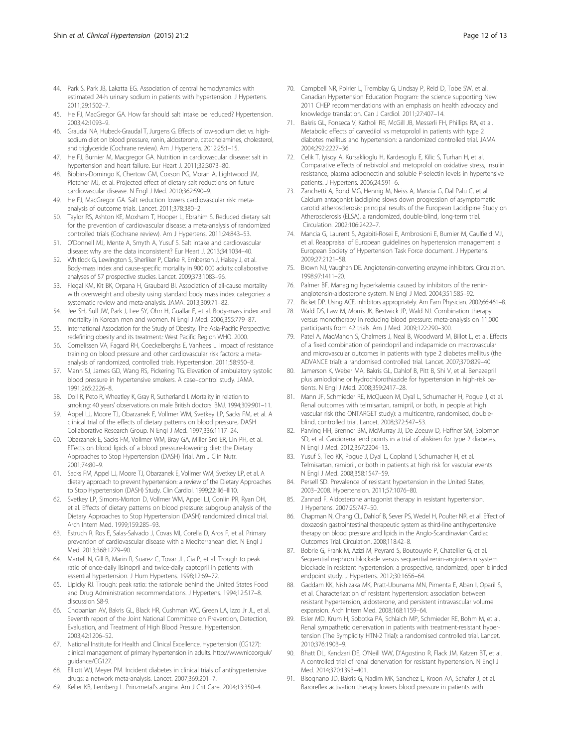44. Park S, Park JB, Lakatta EG. Association of central hemodynamics with estimated 24-h urinary sodium in patients with hypertension. J Hypertens. 2011;29:1502–7.
45. He FJ, MacGregor GA. How far should salt intake be reduced? Hypertension. 2003;42:1093–9.
46. Graudal NA, Hubeck-Graudal T, Jurgens G. Effects of low-sodium diet vs. high-sodium diet on blood pressure, renin, aldosterone, catecholamines, cholesterol, and triglyceride (Cochrane review). Am J Hypertens. 2012;25:1–15.
47. He FJ, Burnier M, Macgregor GA. Nutrition in cardiovascular disease: salt in hypertension and heart failure. Eur Heart J. 2011;32:3073–80.
48. Bibbins-Domingo K, Chertow GM, Coxson PG, Moran A, Lightwood JM, Pletcher MJ, et al. Projected effect of dietary salt reductions on future cardiovascular disease. N Engl J Med. 2010;362:590–9.
49. He FJ, MacGregor GA. Salt reduction lowers cardiovascular risk: meta-analysis of outcome trials. Lancet. 2011;378:380–2.
50. Taylor RS, Ashton KE, Moxham T, Hooper L, Ebrahim S. Reduced dietary salt for the prevention of cardiovascular disease: a meta-analysis of randomized controlled trials (Cochrane review). Am J Hypertens. 2011;24:843–53.
51. O'Donnell MJ, Mente A, Smyth A, Yusuf S. Salt intake and cardiovascular disease: why are the data inconsistent? Eur Heart J. 2013;34:1034–40.
52. Whitlock G, Lewington S, Sherliker P, Clarke R, Emberson J, Halsey J, et al. Body-mass index and cause-specific mortality in 900 000 adults: collaborative analyses of 57 prospective studies. Lancet. 2009;373:1083–96.
53. Flegal KM, Kit BK, Orpana H, Graubard BI. Association of all-cause mortality with overweight and obesity using standard body mass index categories: a systematic review and meta-analysis. JAMA. 2013;309:71–82.
54. Jee SH, Sull JW, Park J, Lee SY, Ohrr H, Guallar E, et al. Body-mass index and mortality in Korean men and women. N Engl J Med. 2006;355:779–87.
55. International Association for the Study of Obesity. The Asia-Pacific Perspective: redefining obesity and its treatment.: West Pacific Region WHO. 2000.
56. Cornelissen VA, Fagard RH, Coeckelberghs E, Vanhees L. Impact of resistance training on blood pressure and other cardiovascular risk factors: a meta-analysis of randomized, controlled trials. Hypertension. 2011;58:950–8.
57. Mann SJ, James GD, Wang RS, Pickering TG. Elevation of ambulatory systolic blood pressure in hypertensive smokers. A case–control study. JAMA. 1991;265:2226–8.
58. Doll R, Peto R, Wheatley K, Gray R, Sutherland I. Mortality in relation to smoking: 40 years' observations on male British doctors. BMJ. 1994;309:901–11.
59. Appel LJ, Moore TJ, Obarzanek E, Vollmer WM, Svetkey LP, Sacks FM, et al. A clinical trial of the effects of dietary patterns on blood pressure. DASH Collaborative Research Group. N Engl J Med. 1997;336:1117–24.
60. Obarzanek E, Sacks FM, Vollmer WM, Bray GA, Miller 3rd ER, Lin PH, et al. Effects on blood lipids of a blood pressure-lowering diet: the Dietary Approaches to Stop Hypertension (DASH) Trial. Am J Clin Nutr. 2001;74:80–9.
61. Sacks FM, Appel LJ, Moore TJ, Obarzanek E, Vollmer WM, Svetkey LP, et al. A dietary approach to prevent hypertension: a review of the Dietary Approaches to Stop Hypertension (DASH) Study. Clin Cardiol. 1999;22:III6–III10.
62. Svetkey LP, Simons-Morton D, Vollmer WM, Appel LJ, Conlin PR, Ryan DH, et al. Effects of dietary patterns on blood pressure: subgroup analysis of the Dietary Approaches to Stop Hypertension (DASH) randomized clinical trial. Arch Intern Med. 1999;159:285–93.
63. Estruch R, Ros E, Salas-Salvado J, Covas MI, Corella D, Aros F, et al. Primary prevention of cardiovascular disease with a Mediterranean diet. N Engl J Med. 2013;368:1279–90.
64. Martell N, Gill B, Marin R, Suarez C, Tovar JL, Cia P, et al. Trough to peak ratio of once-daily lisinopril and twice-daily captopril in patients with essential hypertension. J Hum Hypertens. 1998;12:69–72.
65. Lipicky RJ. Trough: peak ratio: the rationale behind the United States Food and Drug Administration recommendations. J Hypertens. 1994;12:S17–8. discussion S8-9.
66. Chobanian AV, Bakris GL, Black HR, Cushman WC, Green LA, Izzo Jr JL, et al. Seventh report of the Joint National Committee on Prevention, Detection, Evaluation, and Treatment of High Blood Pressure. Hypertension. 2003;42:1206–52.
67. National Institute for Health and Clinical Excellence. Hypertension (CG127): clinical management of primary hypertension in adults. http://wwwniceorguk/guidance/CG127.
68. Elliott WJ, Meyer PM. Incident diabetes in clinical trials of antihypertensive drugs: a network meta-analysis. Lancet. 2007;369:201–7.
69. Keller KB, Lemberg L. Prinzmetal's angina. Am J Crit Care. 2004;13:350–4.
70. Campbell NR, Poirier L, Tremblay G, Lindsay P, Reid D, Tobe SW, et al. Canadian Hypertension Education Program: the science supporting New 2011 CHEP recommendations with an emphasis on health advocacy and knowledge translation. Can J Cardiol. 2011;27:407–14.
71. Bakris GL, Fonseca V, Katholi RE, McGill JB, Messerli FH, Phillips RA, et al. Metabolic effects of carvedilol vs metoprolol in patients with type 2 diabetes mellitus and hypertension: a randomized controlled trial. JAMA. 2004;292:2227–36.
72. Celik T, Iyisoy A, Kursaklioglu H, Kardesoglu E, Kilic S, Turhan H, et al. Comparative effects of nebivolol and metoprolol on oxidative stress, insulin resistance, plasma adiponectin and soluble P-selectin levels in hypertensive patients. J Hypertens. 2006;24:591–6.
73. Zanchetti A, Bond MG, Hennig M, Neiss A, Mancia G, Dal Palu C, et al. Calcium antagonist lacidipine slows down progression of asymptomatic carotid atherosclerosis: principal results of the European Lacidipine Study on Atherosclerosis (ELSA), a randomized, double-blind, long-term trial. Circulation. 2002;106:2422–7.
74. Mancia G, Laurent S, Agabiti-Rosei E, Ambrosioni E, Burnier M, Caulfield MJ, et al. Reappraisal of European guidelines on hypertension management: a European Society of Hypertension Task Force document. J Hypertens. 2009;27:2121–58.
75. Brown NJ, Vaughan DE. Angiotensin-converting enzyme inhibitors. Circulation. 1998;97:1411–20.
76. Palmer BF. Managing hyperkalemia caused by inhibitors of the renin-angiotensin-aldosterone system. N Engl J Med. 2004;351:585–92.
77. Bicket DP. Using ACE, inhibitors appropriately. Am Fam Physician. 2002;66:461–8.
78. Wald DS, Law M, Morris JK, Bestwick JP, Wald NJ. Combination therapy versus monotherapy in reducing blood pressure: meta-analysis on 11,000 participants from 42 trials. Am J Med. 2009;122:290–300.
79. Patel A, MacMahon S, Chalmers J, Neal B, Woodward M, Billot L, et al. Effects of a fixed combination of perindopril and indapamide on macrovascular and microvascular outcomes in patients with type 2 diabetes mellitus (the ADVANCE trial): a randomised controlled trial. Lancet. 2007;370:829–40.
80. Jamerson K, Weber MA, Bakris GL, Dahlof B, Pitt B, Shi V, et al. Benazepril plus amlodipine or hydrochlorothiazide for hypertension in high-risk patients. N Engl J Med. 2008;359:2417–28.
81. Mann JF, Schmieder RE, McQueen M, Dyal L, Schumacher H, Pogue J, et al. Renal outcomes with telmisartan, ramipril, or both, in people at high vascular risk (the ONTARGET study): a multicentre, randomised, double-blind, controlled trial. Lancet. 2008;372:547–53.
82. Parving HH, Brenner BM, McMurray JJ, De Zeeuw D, Haffner SM, Solomon SD, et al. Cardiorenal end points in a trial of aliskiren for type 2 diabetes. N Engl J Med. 2012;367:2204–13.
83. Yusuf S, Teo KK, Pogue J, Dyal L, Copland I, Schumacher H, et al. Telmisartan, ramipril, or both in patients at high risk for vascular events. N Engl J Med. 2008;358:1547–59.
84. Persell SD. Prevalence of resistant hypertension in the United States, 2003–2008. Hypertension. 2011;57:1076–80.
85. Zannad F. Aldosterone antagonist therapy in resistant hypertension. J Hypertens. 2007;25:747–50.
86. Chapman N, Chang CL, Dahlof B, Sever PS, Wedel H, Poulter NR, et al. Effect of doxazosin gastrointestinal therapeutic system as third-line antihypertensive therapy on blood pressure and lipids in the Anglo-Scandinavian Cardiac Outcomes Trial. Circulation. 2008;118:42–8.
87. Bobrie G, Frank M, Azizi M, Peyrard S, Boutouyrie P, Chatellier G, et al. Sequential nephron blockade versus sequential renin-angiotensin system blockade in resistant hypertension: a prospective, randomized, open blinded endpoint study. J Hypertens. 2012;30:1656–64.
88. Gaddam KK, Nishizaka MK, Pratt-Ubunama MN, Pimenta E, Aban I, Oparil S, et al. Characterization of resistant hypertension: association between resistant hypertension, aldosterone, and persistent intravascular volume expansion. Arch Intern Med. 2008;168:1159–64.
89. Esler MD, Krum H, Sobotka PA, Schlaich MP, Schmieder RE, Bohm M, et al. Renal sympathetic denervation in patients with treatment-resistant hypertension (The Symplicity HTN-2 Trial): a randomised controlled trial. Lancet. 2010;376:1903–9.
90. Bhatt DL, Kandzari DE, O'Neill WW, D'Agostino R, Flack JM, Katzen BT, et al. A controlled trial of renal denervation for resistant hypertension. N Engl J Med. 2014;370:1393–401.
91. Bisognano JD, Bakris G, Nadim MK, Sanchez L, Kroon AA, Schafer J, et al. Baroreflex activation therapy lowers blood pressure in patients with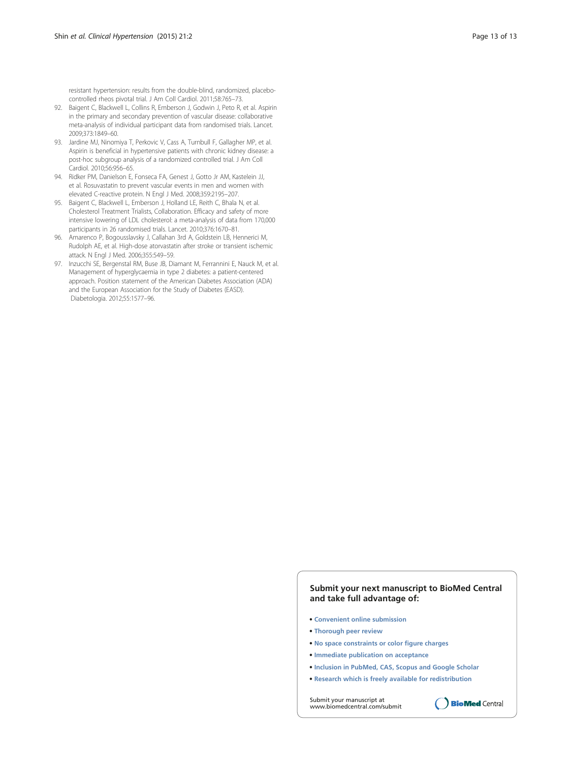resistant hypertension: results from the double-blind, randomized, placebo-controlled rheos pivotal trial. J Am Coll Cardiol. 2011;58:765–73.

92. Baigent C, Blackwell L, Collins R, Emberson J, Godwin J, Peto R, et al. Aspirin in the primary and secondary prevention of vascular disease: collaborative meta-analysis of individual participant data from randomised trials. Lancet. 2009;373:1849–60.
93. Jardine MJ, Ninomiya T, Perkovic V, Cass A, Turnbull F, Gallagher MP, et al. Aspirin is beneficial in hypertensive patients with chronic kidney disease: a post-hoc subgroup analysis of a randomized controlled trial. J Am Coll Cardiol. 2010;56:956–65.
94. Ridker PM, Danielson E, Fonseca FA, Genest J, Gotto Jr AM, Kastelein JJ, et al. Rosuvastatin to prevent vascular events in men and women with elevated C-reactive protein. N Engl J Med. 2008;359:2195–207.
95. Baigent C, Blackwell L, Emberson J, Holland LE, Reith C, Bhala N, et al. Cholesterol Treatment Trialists, Collaboration. Efficacy and safety of more intensive lowering of LDL cholesterol: a meta-analysis of data from 170,000 participants in 26 randomised trials. Lancet. 2010;376:1670–81.
96. Amarenco P, Bogousslavsky J, Callahan 3rd A, Goldstein LB, Hennerici M, Rudolph AE, et al. High-dose atorvastatin after stroke or transient ischemic attack. N Engl J Med. 2006;355:549–59.
97. Inzucchi SE, Bergenstal RM, Buse JB, Diamant M, Ferrannini E, Nauck M, et al. Management of hyperglycaemia in type 2 diabetes: a patient-centered approach. Position statement of the American Diabetes Association (ADA) and the European Association for the Study of Diabetes (EASD). Diabetologia. 2012;55:1577–96.

**Submit your next manuscript to BioMed Central and take full advantage of:**

- **Convenient online submission**
- **Thorough peer review**
- **No space constraints or color figure charges**
- **Immediate publication on acceptance**
- **Inclusion in PubMed, CAS, Scopus and Google Scholar**
- **Research which is freely available for redistribution**

Submit your manuscript at
www.biomedcentral.com/submit

BioMed Central